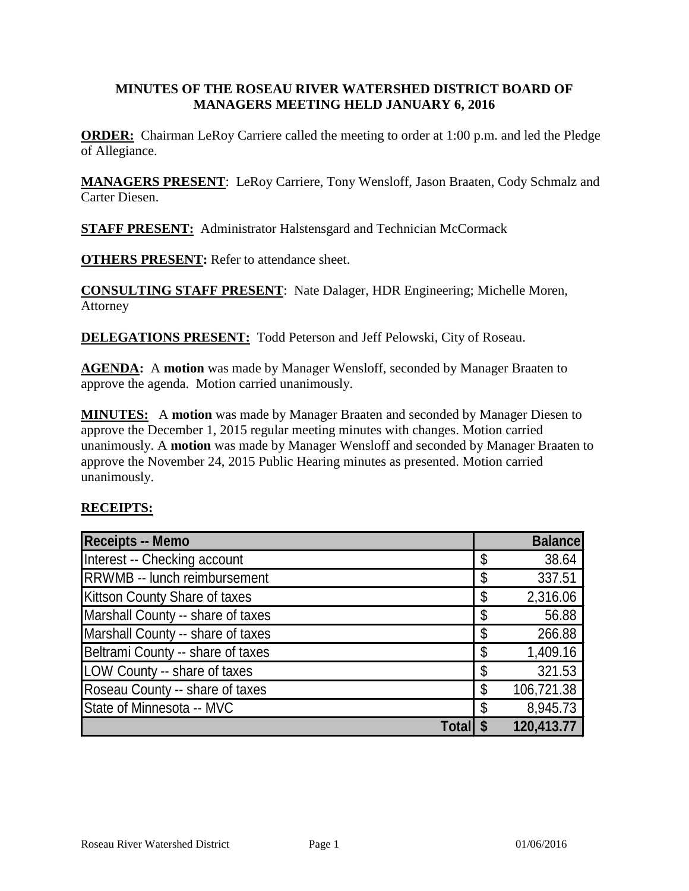**MINUTES OF THE ROSEAU RIVER WATERSHED DISTRICT BOARD OF MANAGERS MEETING HELD JANUARY 6, 2016**

**ORDER:** Chairman LeRoy Carriere called the meeting to order at 1:00 p.m. and led the Pledge of Allegiance.

**MANAGERS PRESENT**: LeRoy Carriere, Tony Wensloff, Jason Braaten, Cody Schmalz and Carter Diesen.

**STAFF PRESENT:** Administrator Halstensgard and Technician McCormack

**OTHERS PRESENT:** Refer to attendance sheet.

**CONSULTING STAFF PRESENT**: Nate Dalager, HDR Engineering; Michelle Moren, Attorney

**DELEGATIONS PRESENT:** Todd Peterson and Jeff Pelowski, City of Roseau.

**AGENDA:** A **motion** was made by Manager Wensloff, seconded by Manager Braaten to approve the agenda. Motion carried unanimously.

**MINUTES:** A **motion** was made by Manager Braaten and seconded by Manager Diesen to approve the December 1, 2015 regular meeting minutes with changes. Motion carried unanimously. A **motion** was made by Manager Wensloff and seconded by Manager Braaten to approve the November 24, 2015 Public Hearing minutes as presented. Motion carried unanimously.

**RECEIPTS:**

| Receipts -- Memo | Balance |
|---|---|
| Interest -- Checking account | $ 38.64 |
| RRWMB -- lunch reimbursement | $ 337.51 |
| Kittson County Share of taxes | $ 2,316.06 |
| Marshall County -- share of taxes | $ 56.88 |
| Marshall County -- share of taxes | $ 266.88 |
| Beltrami County -- share of taxes | $ 1,409.16 |
| LOW County -- share of taxes | $ 321.53 |
| Roseau County -- share of taxes | $ 106,721.38 |
| State of Minnesota -- MVC | $ 8,945.73 |
| **Total** | **$ 120,413.77** |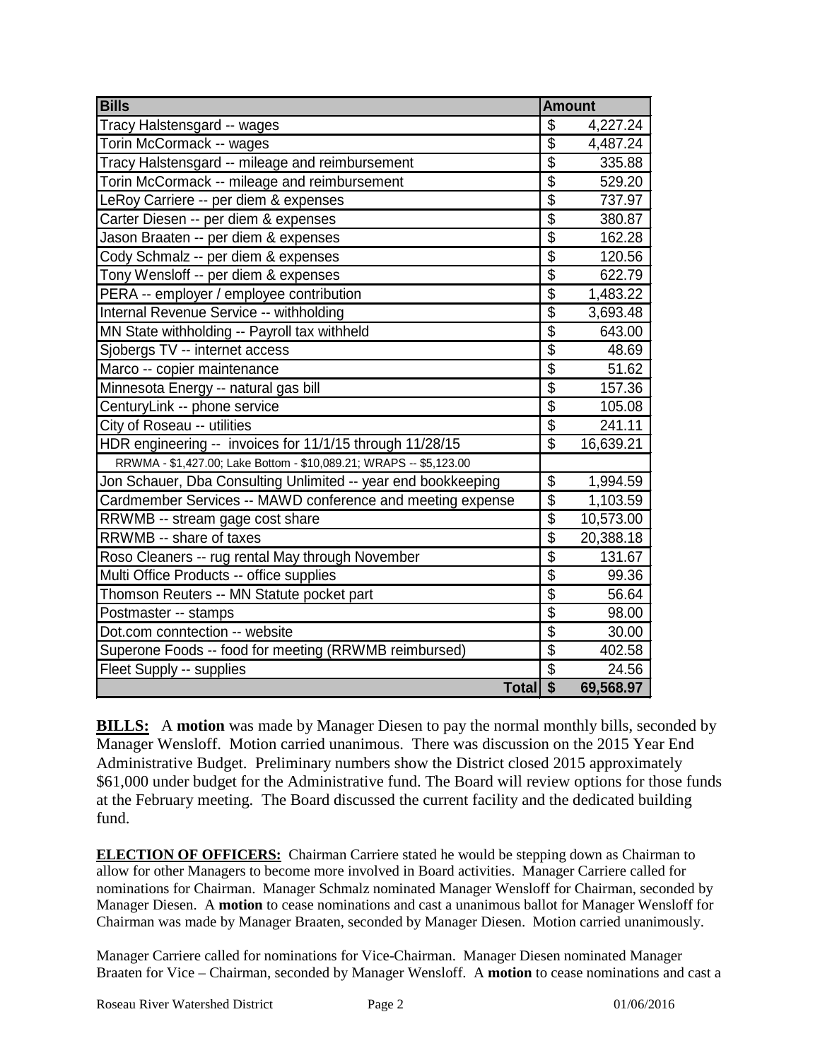| Bills | Amount |
|---|---|
| Tracy Halstensgard -- wages | $ 4,227.24 |
| Torin McCormack -- wages | $ 4,487.24 |
| Tracy Halstensgard -- mileage and reimbursement | $ 335.88 |
| Torin McCormack -- mileage and reimbursement | $ 529.20 |
| LeRoy Carriere -- per diem & expenses | $ 737.97 |
| Carter Diesen -- per diem & expenses | $ 380.87 |
| Jason Braaten -- per diem & expenses | $ 162.28 |
| Cody Schmalz -- per diem & expenses | $ 120.56 |
| Tony Wensloff -- per diem & expenses | $ 622.79 |
| PERA -- employer / employee contribution | $ 1,483.22 |
| Internal Revenue Service -- withholding | $ 3,693.48 |
| MN State withholding -- Payroll tax withheld | $ 643.00 |
| Sjobergs TV -- internet access | $ 48.69 |
| Marco -- copier maintenance | $ 51.62 |
| Minnesota Energy -- natural gas bill | $ 157.36 |
| CenturyLink -- phone service | $ 105.08 |
| City of Roseau -- utilities | $ 241.11 |
| HDR engineering -- invoices for 11/1/15 through 11/28/15 | $ 16,639.21 |
| RRWMA - $1,427.00; Lake Bottom - $10,089.21; WRAPS -- $5,123.00 | |
| Jon Schauer, Dba Consulting Unlimited -- year end bookkeeping | $ 1,994.59 |
| Cardmember Services -- MAWD conference and meeting expense | $ 1,103.59 |
| RRWMB -- stream gage cost share | $ 10,573.00 |
| RRWMB -- share of taxes | $ 20,388.18 |
| Roso Cleaners -- rug rental May through November | $ 131.67 |
| Multi Office Products -- office supplies | $ 99.36 |
| Thomson Reuters -- MN Statute pocket part | $ 56.64 |
| Postmaster -- stamps | $ 98.00 |
| Dot.com conntection -- website | $ 30.00 |
| Superone Foods -- food for meeting (RRWMB reimbursed) | $ 402.58 |
| Fleet Supply -- supplies | $ 24.56 |
| **Total** | **$ 69,568.97** |

**BILLS:** A **motion** was made by Manager Diesen to pay the normal monthly bills, seconded by Manager Wensloff. Motion carried unanimous. There was discussion on the 2015 Year End Administrative Budget. Preliminary numbers show the District closed 2015 approximately $61,000 under budget for the Administrative fund. The Board will review options for those funds at the February meeting. The Board discussed the current facility and the dedicated building fund.

**ELECTION OF OFFICERS:** Chairman Carriere stated he would be stepping down as Chairman to allow for other Managers to become more involved in Board activities. Manager Carriere called for nominations for Chairman. Manager Schmalz nominated Manager Wensloff for Chairman, seconded by Manager Diesen. A **motion** to cease nominations and cast a unanimous ballot for Manager Wensloff for Chairman was made by Manager Braaten, seconded by Manager Diesen. Motion carried unanimously.

Manager Carriere called for nominations for Vice-Chairman. Manager Diesen nominated Manager Braaten for Vice – Chairman, seconded by Manager Wensloff. A **motion** to cease nominations and cast a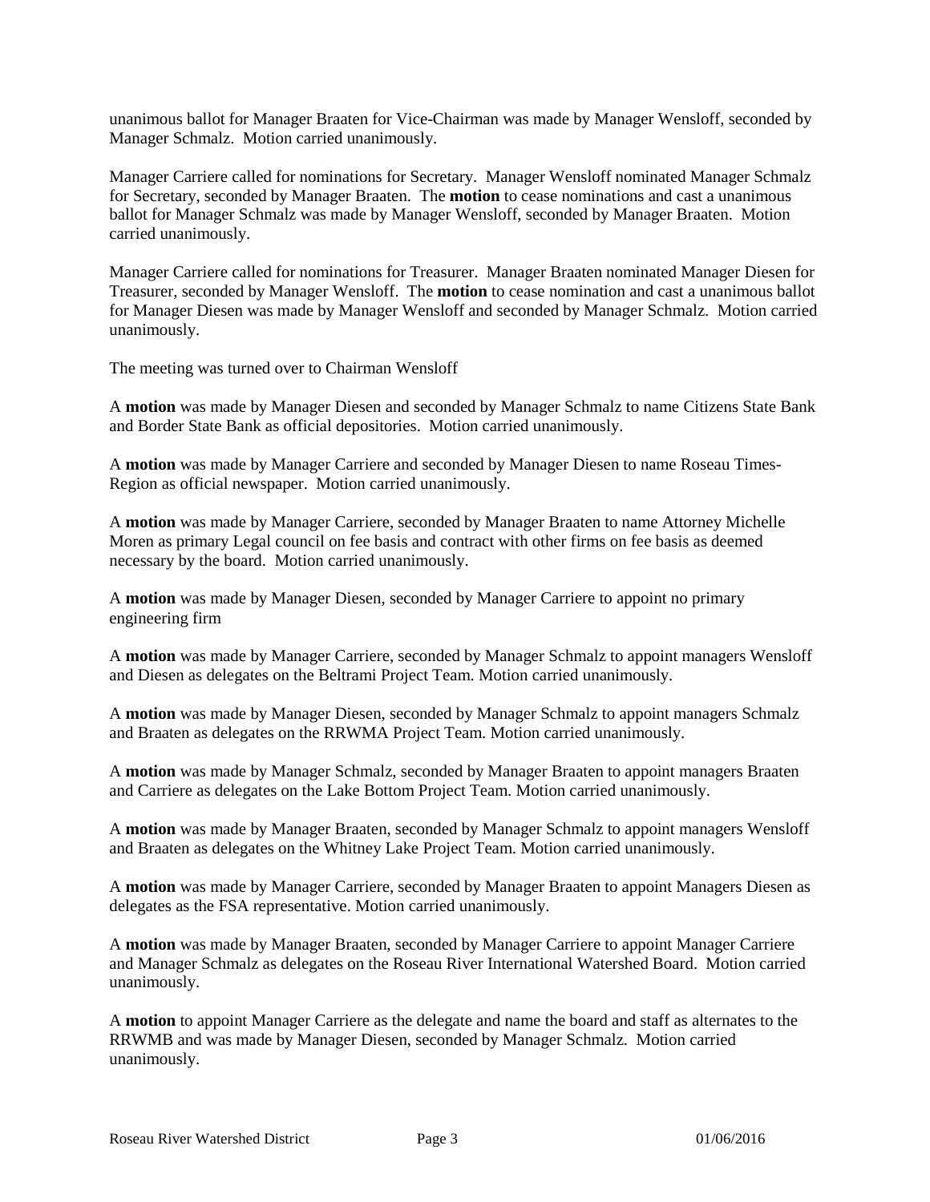unanimous ballot for Manager Braaten for Vice-Chairman was made by Manager Wensloff, seconded by Manager Schmalz. Motion carried unanimously.

Manager Carriere called for nominations for Secretary. Manager Wensloff nominated Manager Schmalz for Secretary, seconded by Manager Braaten. The **motion** to cease nominations and cast a unanimous ballot for Manager Schmalz was made by Manager Wensloff, seconded by Manager Braaten. Motion carried unanimously.

Manager Carriere called for nominations for Treasurer. Manager Braaten nominated Manager Diesen for Treasurer, seconded by Manager Wensloff. The **motion** to cease nomination and cast a unanimous ballot for Manager Diesen was made by Manager Wensloff and seconded by Manager Schmalz. Motion carried unanimously.

The meeting was turned over to Chairman Wensloff

A **motion** was made by Manager Diesen and seconded by Manager Schmalz to name Citizens State Bank and Border State Bank as official depositories. Motion carried unanimously.

A **motion** was made by Manager Carriere and seconded by Manager Diesen to name Roseau Times-Region as official newspaper. Motion carried unanimously.

A **motion** was made by Manager Carriere, seconded by Manager Braaten to name Attorney Michelle Moren as primary Legal council on fee basis and contract with other firms on fee basis as deemed necessary by the board. Motion carried unanimously.

A **motion** was made by Manager Diesen, seconded by Manager Carriere to appoint no primary engineering firm

A **motion** was made by Manager Carriere, seconded by Manager Schmalz to appoint managers Wensloff and Diesen as delegates on the Beltrami Project Team. Motion carried unanimously.

A **motion** was made by Manager Diesen, seconded by Manager Schmalz to appoint managers Schmalz and Braaten as delegates on the RRWMA Project Team. Motion carried unanimously.

A **motion** was made by Manager Schmalz, seconded by Manager Braaten to appoint managers Braaten and Carriere as delegates on the Lake Bottom Project Team. Motion carried unanimously.

A **motion** was made by Manager Braaten, seconded by Manager Schmalz to appoint managers Wensloff and Braaten as delegates on the Whitney Lake Project Team. Motion carried unanimously.

A **motion** was made by Manager Carriere, seconded by Manager Braaten to appoint Managers Diesen as delegates as the FSA representative. Motion carried unanimously.

A **motion** was made by Manager Braaten, seconded by Manager Carriere to appoint Manager Carriere and Manager Schmalz as delegates on the Roseau River International Watershed Board. Motion carried unanimously.

A **motion** to appoint Manager Carriere as the delegate and name the board and staff as alternates to the RRWMB and was made by Manager Diesen, seconded by Manager Schmalz. Motion carried unanimously.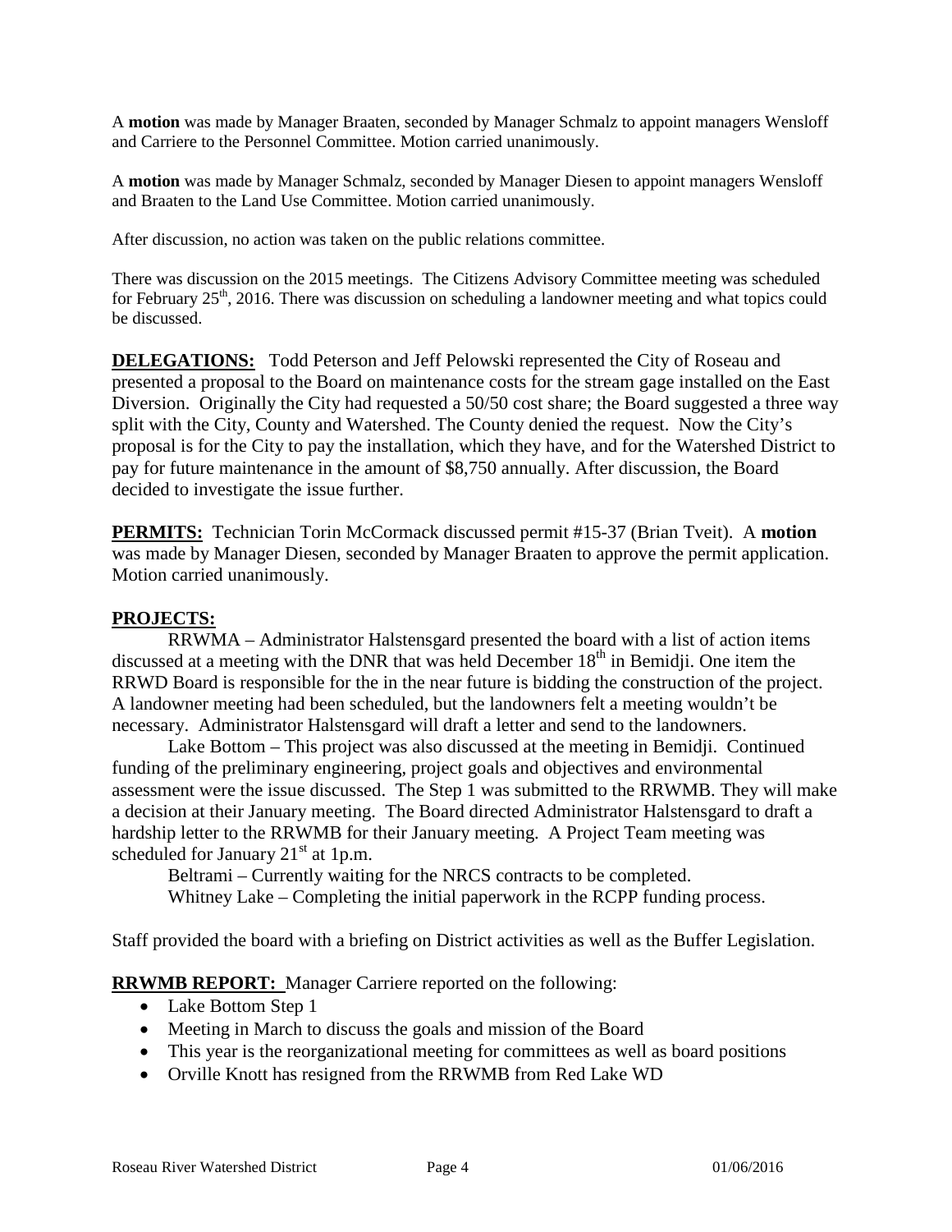A **motion** was made by Manager Braaten, seconded by Manager Schmalz to appoint managers Wensloff and Carriere to the Personnel Committee. Motion carried unanimously.

A **motion** was made by Manager Schmalz, seconded by Manager Diesen to appoint managers Wensloff and Braaten to the Land Use Committee. Motion carried unanimously.

After discussion, no action was taken on the public relations committee.

There was discussion on the 2015 meetings. The Citizens Advisory Committee meeting was scheduled for February 25th, 2016. There was discussion on scheduling a landowner meeting and what topics could be discussed.

**DELEGATIONS:** Todd Peterson and Jeff Pelowski represented the City of Roseau and presented a proposal to the Board on maintenance costs for the stream gage installed on the East Diversion. Originally the City had requested a 50/50 cost share; the Board suggested a three way split with the City, County and Watershed. The County denied the request. Now the City's proposal is for the City to pay the installation, which they have, and for the Watershed District to pay for future maintenance in the amount of $8,750 annually. After discussion, the Board decided to investigate the issue further.

**PERMITS:** Technician Torin McCormack discussed permit #15-37 (Brian Tveit). A **motion** was made by Manager Diesen, seconded by Manager Braaten to approve the permit application. Motion carried unanimously.

**PROJECTS:**

RRWMA – Administrator Halstensgard presented the board with a list of action items discussed at a meeting with the DNR that was held December 18th in Bemidji. One item the RRWD Board is responsible for the in the near future is bidding the construction of the project. A landowner meeting had been scheduled, but the landowners felt a meeting wouldn't be necessary. Administrator Halstensgard will draft a letter and send to the landowners.

Lake Bottom – This project was also discussed at the meeting in Bemidji. Continued funding of the preliminary engineering, project goals and objectives and environmental assessment were the issue discussed. The Step 1 was submitted to the RRWMB. They will make a decision at their January meeting. The Board directed Administrator Halstensgard to draft a hardship letter to the RRWMB for their January meeting. A Project Team meeting was scheduled for January 21st at 1p.m.

Beltrami – Currently waiting for the NRCS contracts to be completed.

Whitney Lake – Completing the initial paperwork in the RCPP funding process.

Staff provided the board with a briefing on District activities as well as the Buffer Legislation.

**RRWMB REPORT:** Manager Carriere reported on the following:

- Lake Bottom Step 1
- Meeting in March to discuss the goals and mission of the Board
- This year is the reorganizational meeting for committees as well as board positions
- Orville Knott has resigned from the RRWMB from Red Lake WD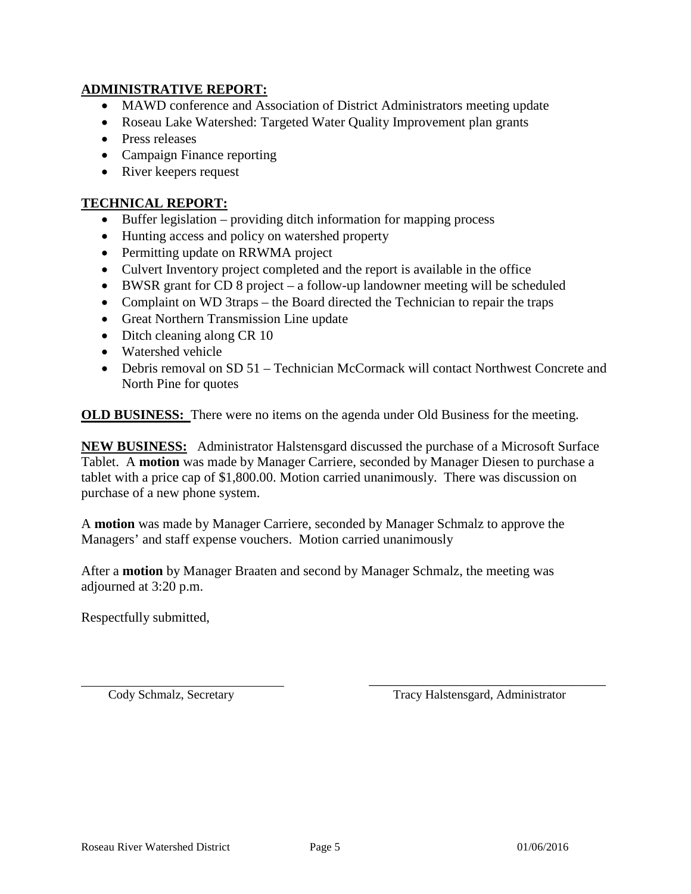**ADMINISTRATIVE REPORT:**

- MAWD conference and Association of District Administrators meeting update
- Roseau Lake Watershed: Targeted Water Quality Improvement plan grants
- Press releases
- Campaign Finance reporting
- River keepers request

**TECHNICAL REPORT:**

- Buffer legislation – providing ditch information for mapping process
- Hunting access and policy on watershed property
- Permitting update on RRWMA project
- Culvert Inventory project completed and the report is available in the office
- BWSR grant for CD 8 project – a follow-up landowner meeting will be scheduled
- Complaint on WD 3traps – the Board directed the Technician to repair the traps
- Great Northern Transmission Line update
- Ditch cleaning along CR 10
- Watershed vehicle
- Debris removal on SD 51 – Technician McCormack will contact Northwest Concrete and North Pine for quotes

**OLD BUSINESS:** There were no items on the agenda under Old Business for the meeting.

**NEW BUSINESS:** Administrator Halstensgard discussed the purchase of a Microsoft Surface Tablet. A **motion** was made by Manager Carriere, seconded by Manager Diesen to purchase a tablet with a price cap of $1,800.00. Motion carried unanimously. There was discussion on purchase of a new phone system.

A **motion** was made by Manager Carriere, seconded by Manager Schmalz to approve the Managers' and staff expense vouchers. Motion carried unanimously

After a **motion** by Manager Braaten and second by Manager Schmalz, the meeting was adjourned at 3:20 p.m.

Respectfully submitted,

Cody Schmalz, Secretary

Tracy Halstensgard, Administrator